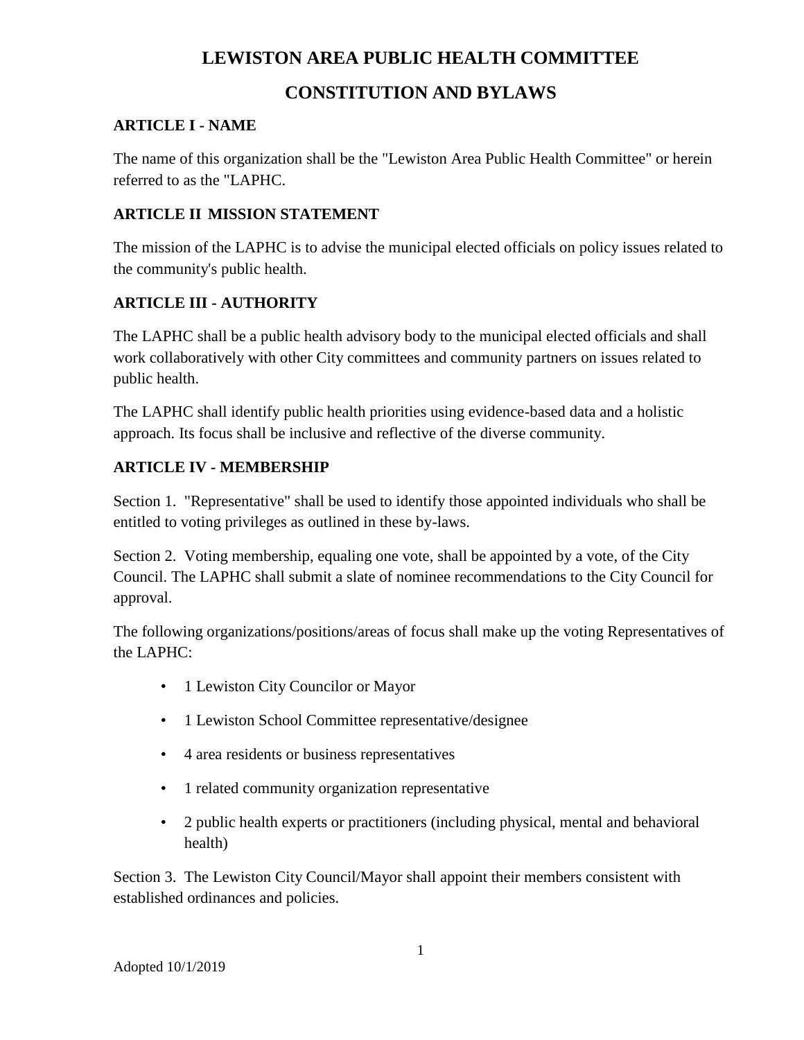# LEWISTON AREA PUBLIC HEALTH COMMITTEE

# CONSTITUTION AND BYLAWS

## ARTICLE I - NAME

The name of this organization shall be the "Lewiston Area Public Health Committee" or herein referred to as the "LAPHC.

## ARTICLE II MISSION STATEMENT

The mission of the LAPHC is to advise the municipal elected officials on policy issues related to the community's public health.

## ARTICLE III - AUTHORITY

The LAPHC shall be a public health advisory body to the municipal elected officials and shall work collaboratively with other City committees and community partners on issues related to public health.

The LAPHC shall identify public health priorities using evidence-based data and a holistic approach. Its focus shall be inclusive and reflective of the diverse community.

## ARTICLE IV - MEMBERSHIP

Section 1. "Representative" shall be used to identify those appointed individuals who shall be entitled to voting privileges as outlined in these by-laws.

Section 2. Voting membership, equaling one vote, shall be appointed by a vote, of the City Council. The LAPHC shall submit a slate of nominee recommendations to the City Council for approval.

The following organizations/positions/areas of focus shall make up the voting Representatives of the LAPHC:

- 1 Lewiston City Councilor or Mayor
- 1 Lewiston School Committee representative/designee
- 4 area residents or business representatives
- 1 related community organization representative
- 2 public health experts or practitioners (including physical, mental and behavioral health)

Section 3. The Lewiston City Council/Mayor shall appoint their members consistent with established ordinances and policies.

Adopted 10/1/2019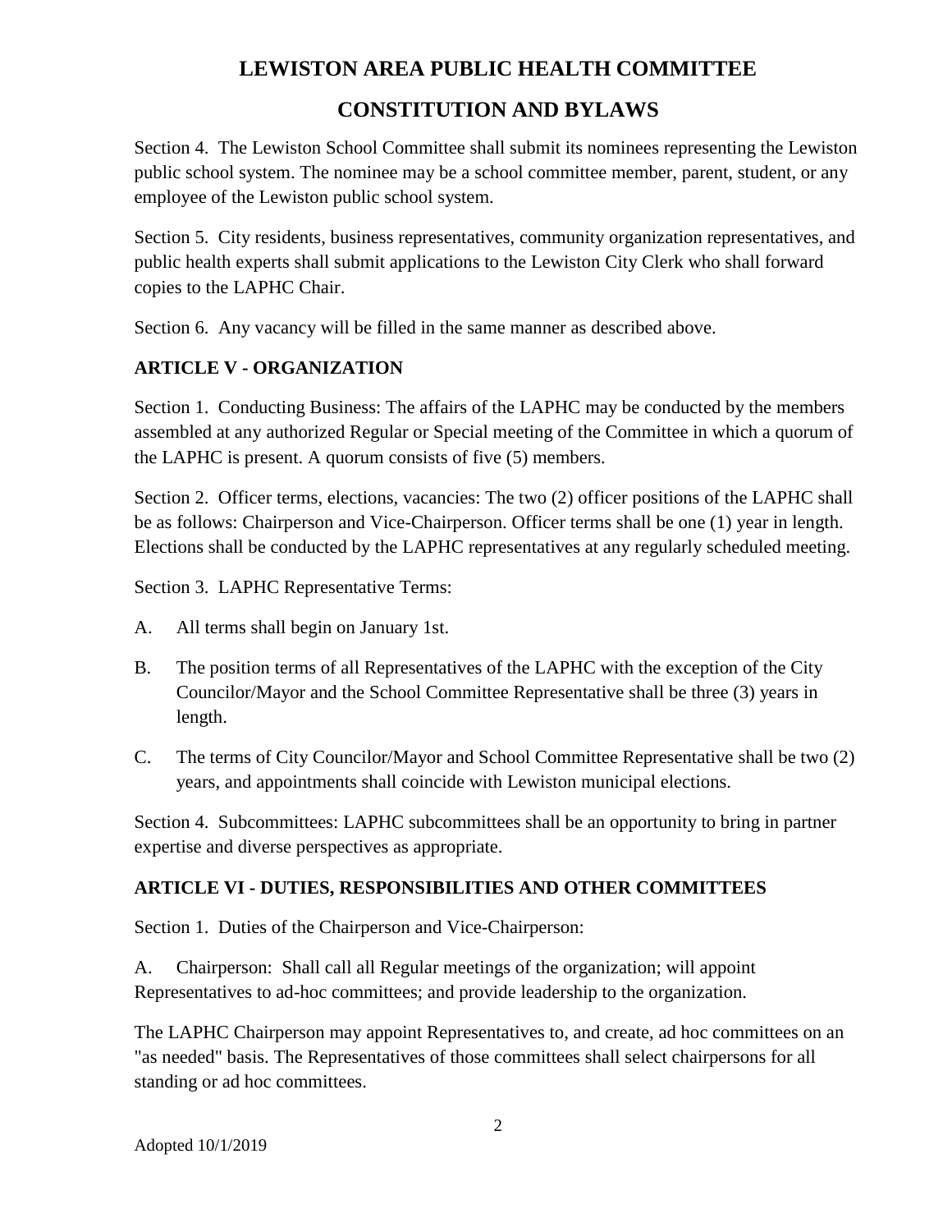Section 4. The Lewiston School Committee shall submit its nominees representing the Lewiston public school system. The nominee may be a school committee member, parent, student, or any employee of the Lewiston public school system.

Section 5. City residents, business representatives, community organization representatives, and public health experts shall submit applications to the Lewiston City Clerk who shall forward copies to the LAPHC Chair.

Section 6. Any vacancy will be filled in the same manner as described above.

## ARTICLE V - ORGANIZATION

Section 1. Conducting Business: The affairs of the LAPHC may be conducted by the members assembled at any authorized Regular or Special meeting of the Committee in which a quorum of the LAPHC is present. A quorum consists of five (5) members.

Section 2. Officer terms, elections, vacancies: The two (2) officer positions of the LAPHC shall be as follows: Chairperson and Vice-Chairperson. Officer terms shall be one (1) year in length. Elections shall be conducted by the LAPHC representatives at any regularly scheduled meeting.

Section 3. LAPHC Representative Terms:

A. All terms shall begin on January 1st.

B. The position terms of all Representatives of the LAPHC with the exception of the City Councilor/Mayor and the School Committee Representative shall be three (3) years in length.

C. The terms of City Councilor/Mayor and School Committee Representative shall be two (2) years, and appointments shall coincide with Lewiston municipal elections.

Section 4. Subcommittees: LAPHC subcommittees shall be an opportunity to bring in partner expertise and diverse perspectives as appropriate.

## ARTICLE VI - DUTIES, RESPONSIBILITIES AND OTHER COMMITTEES

Section 1. Duties of the Chairperson and Vice-Chairperson:

A. Chairperson: Shall call all Regular meetings of the organization; will appoint Representatives to ad-hoc committees; and provide leadership to the organization.

The LAPHC Chairperson may appoint Representatives to, and create, ad hoc committees on an "as needed" basis. The Representatives of those committees shall select chairpersons for all standing or ad hoc committees.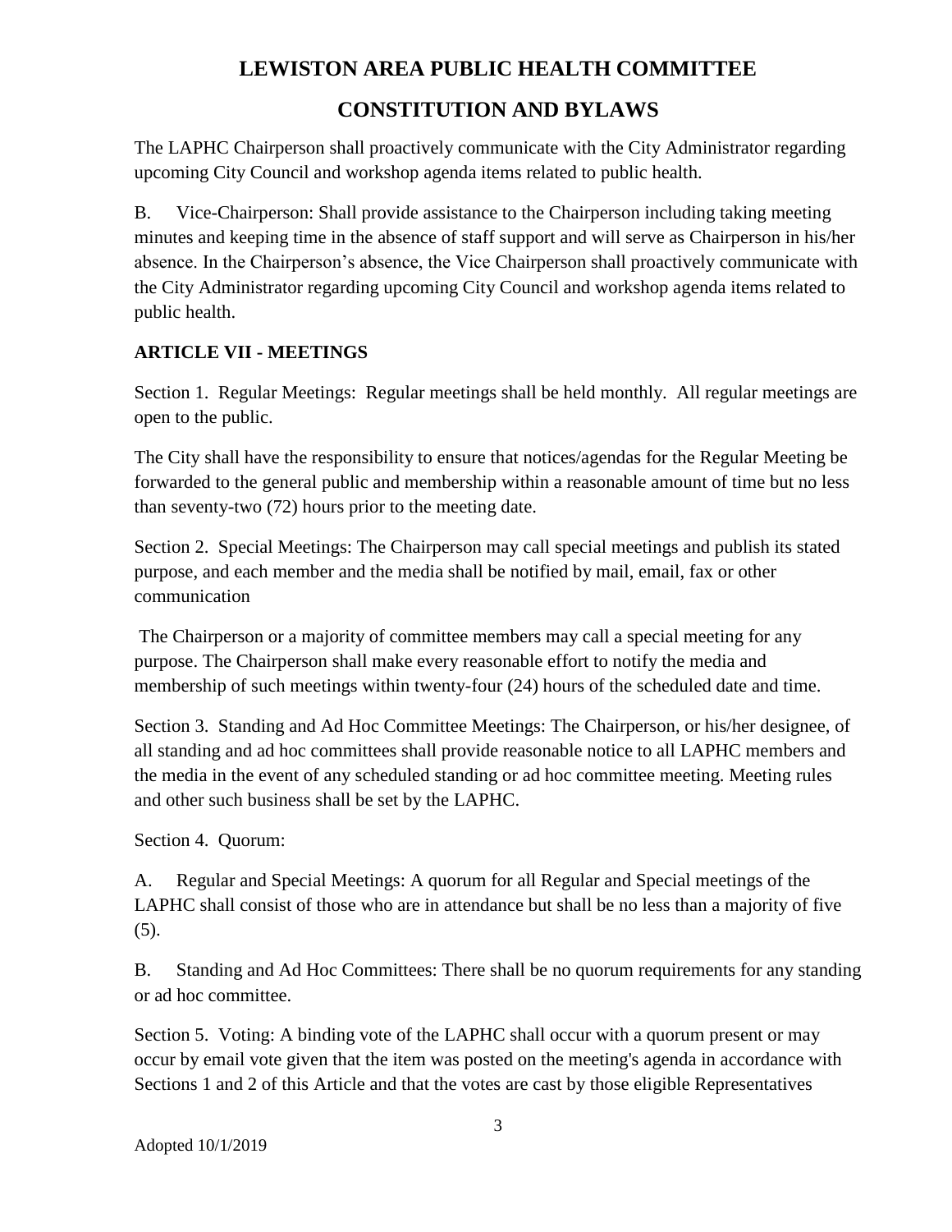The LAPHC Chairperson shall proactively communicate with the City Administrator regarding upcoming City Council and workshop agenda items related to public health.

B. Vice-Chairperson: Shall provide assistance to the Chairperson including taking meeting minutes and keeping time in the absence of staff support and will serve as Chairperson in his/her absence. In the Chairperson's absence, the Vice Chairperson shall proactively communicate with the City Administrator regarding upcoming City Council and workshop agenda items related to public health.

### ARTICLE VII - MEETINGS

Section 1. Regular Meetings: Regular meetings shall be held monthly. All regular meetings are open to the public.

The City shall have the responsibility to ensure that notices/agendas for the Regular Meeting be forwarded to the general public and membership within a reasonable amount of time but no less than seventy-two (72) hours prior to the meeting date.

Section 2. Special Meetings: The Chairperson may call special meetings and publish its stated purpose, and each member and the media shall be notified by mail, email, fax or other communication

The Chairperson or a majority of committee members may call a special meeting for any purpose. The Chairperson shall make every reasonable effort to notify the media and membership of such meetings within twenty-four (24) hours of the scheduled date and time.

Section 3. Standing and Ad Hoc Committee Meetings: The Chairperson, or his/her designee, of all standing and ad hoc committees shall provide reasonable notice to all LAPHC members and the media in the event of any scheduled standing or ad hoc committee meeting. Meeting rules and other such business shall be set by the LAPHC.

Section 4. Quorum:

A. Regular and Special Meetings: A quorum for all Regular and Special meetings of the LAPHC shall consist of those who are in attendance but shall be no less than a majority of five (5).

B. Standing and Ad Hoc Committees: There shall be no quorum requirements for any standing or ad hoc committee.

Section 5. Voting: A binding vote of the LAPHC shall occur with a quorum present or may occur by email vote given that the item was posted on the meeting's agenda in accordance with Sections 1 and 2 of this Article and that the votes are cast by those eligible Representatives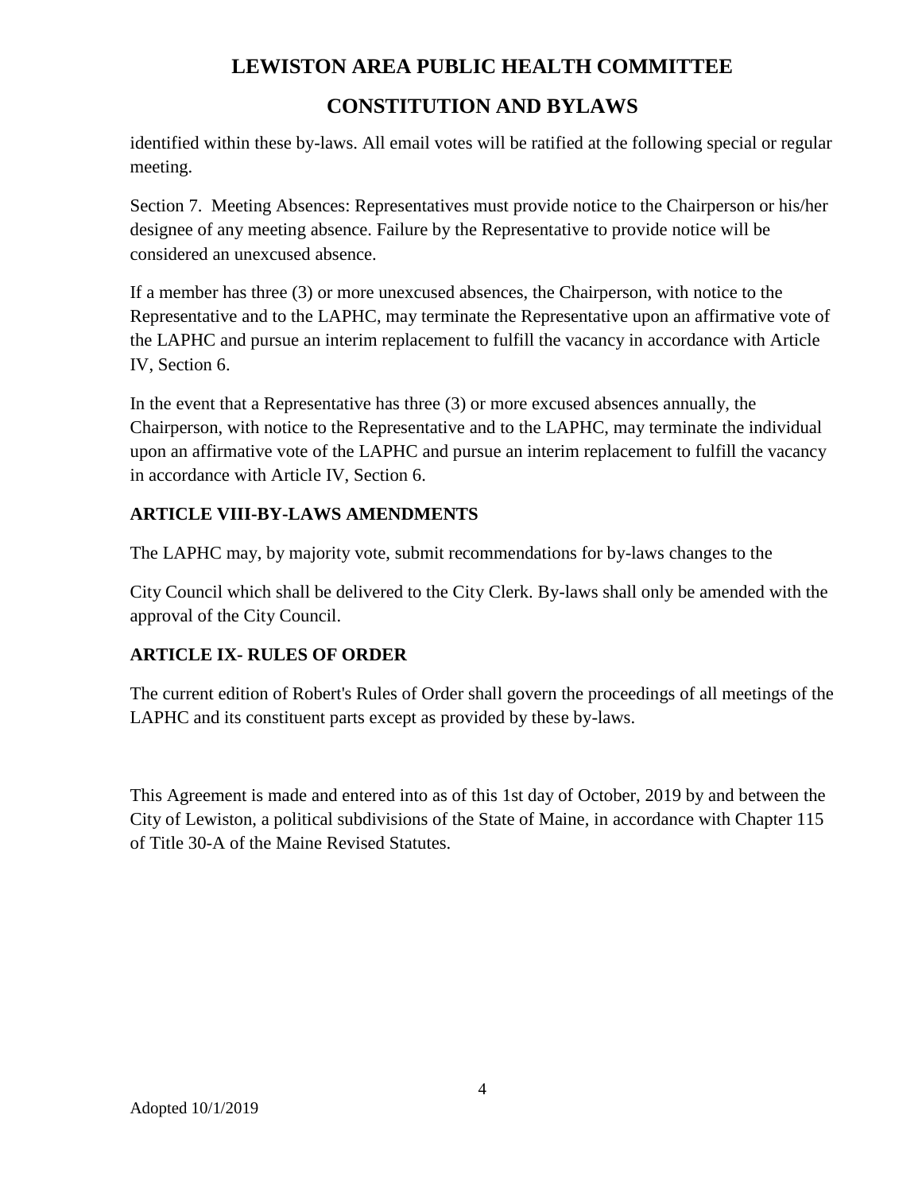identified within these by-laws. All email votes will be ratified at the following special or regular meeting.

Section 7. Meeting Absences: Representatives must provide notice to the Chairperson or his/her designee of any meeting absence. Failure by the Representative to provide notice will be considered an unexcused absence.

If a member has three (3) or more unexcused absences, the Chairperson, with notice to the Representative and to the LAPHC, may terminate the Representative upon an affirmative vote of the LAPHC and pursue an interim replacement to fulfill the vacancy in accordance with Article IV, Section 6.

In the event that a Representative has three (3) or more excused absences annually, the Chairperson, with notice to the Representative and to the LAPHC, may terminate the individual upon an affirmative vote of the LAPHC and pursue an interim replacement to fulfill the vacancy in accordance with Article IV, Section 6.

**ARTICLE VIII-BY-LAWS AMENDMENTS**

The LAPHC may, by majority vote, submit recommendations for by-laws changes to the

City Council which shall be delivered to the City Clerk. By-laws shall only be amended with the approval of the City Council.

**ARTICLE IX- RULES OF ORDER**

The current edition of Robert's Rules of Order shall govern the proceedings of all meetings of the LAPHC and its constituent parts except as provided by these by-laws.

This Agreement is made and entered into as of this 1st day of October, 2019 by and between the City of Lewiston, a political subdivisions of the State of Maine, in accordance with Chapter 115 of Title 30-A of the Maine Revised Statutes.